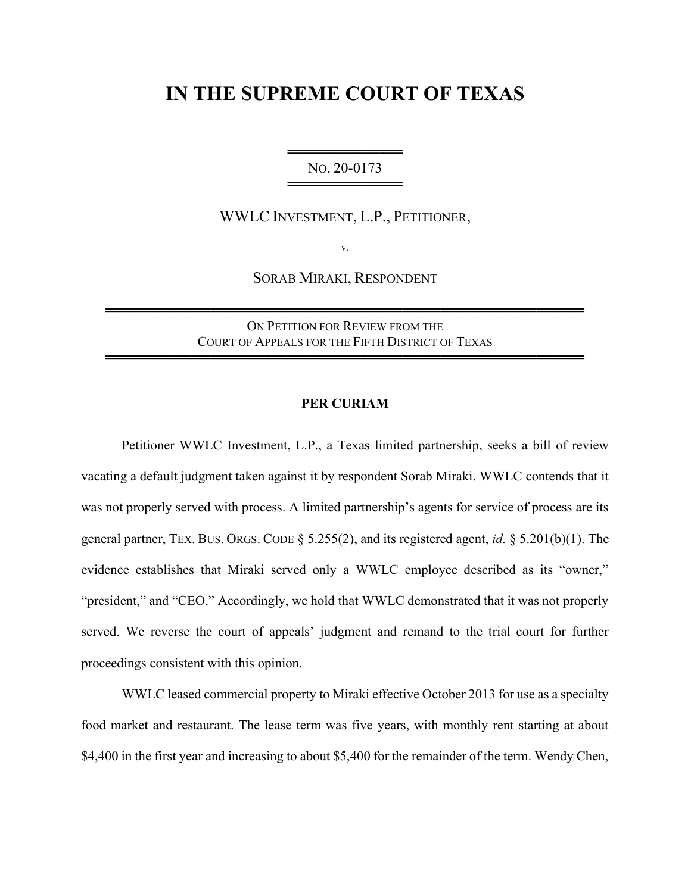# IN THE SUPREME COURT OF TEXAS

NO. 20-0173

WWLC INVESTMENT, L.P., PETITIONER,

v.

SORAB MIRAKI, RESPONDENT

ON PETITION FOR REVIEW FROM THE
COURT OF APPEALS FOR THE FIFTH DISTRICT OF TEXAS

**PER CURIAM**

Petitioner WWLC Investment, L.P., a Texas limited partnership, seeks a bill of review vacating a default judgment taken against it by respondent Sorab Miraki. WWLC contends that it was not properly served with process. A limited partnership's agents for service of process are its general partner, TEX. BUS. ORGS. CODE § 5.255(2), and its registered agent, *id.* § 5.201(b)(1). The evidence establishes that Miraki served only a WWLC employee described as its "owner," "president," and "CEO." Accordingly, we hold that WWLC demonstrated that it was not properly served. We reverse the court of appeals' judgment and remand to the trial court for further proceedings consistent with this opinion.

WWLC leased commercial property to Miraki effective October 2013 for use as a specialty food market and restaurant. The lease term was five years, with monthly rent starting at about $4,400 in the first year and increasing to about $5,400 for the remainder of the term. Wendy Chen,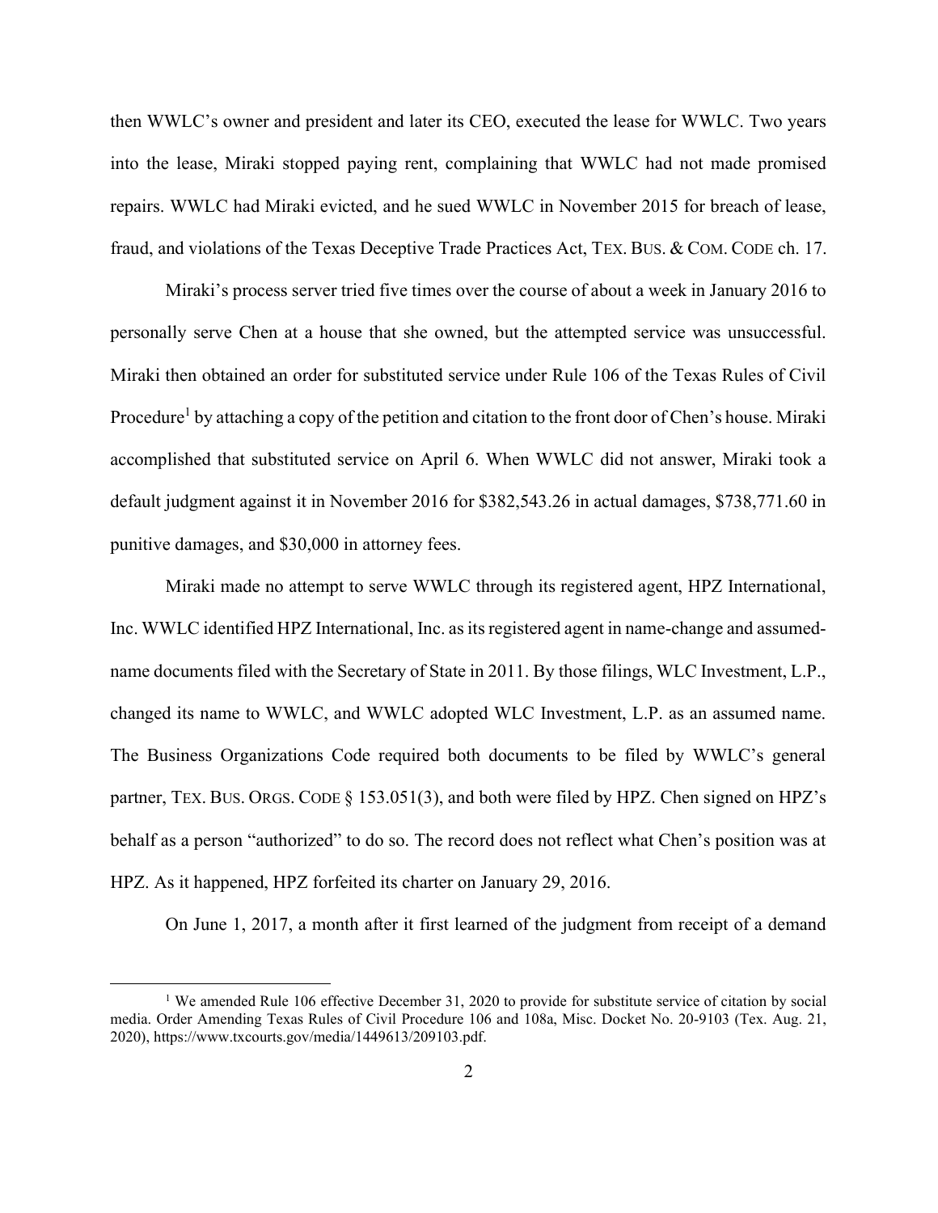then WWLC's owner and president and later its CEO, executed the lease for WWLC. Two years into the lease, Miraki stopped paying rent, complaining that WWLC had not made promised repairs. WWLC had Miraki evicted, and he sued WWLC in November 2015 for breach of lease, fraud, and violations of the Texas Deceptive Trade Practices Act, TEX. BUS. & COM. CODE ch. 17.

Miraki's process server tried five times over the course of about a week in January 2016 to personally serve Chen at a house that she owned, but the attempted service was unsuccessful. Miraki then obtained an order for substituted service under Rule 106 of the Texas Rules of Civil Procedure[1] by attaching a copy of the petition and citation to the front door of Chen's house. Miraki accomplished that substituted service on April 6. When WWLC did not answer, Miraki took a default judgment against it in November 2016 for $382,543.26 in actual damages, $738,771.60 in punitive damages, and $30,000 in attorney fees.

Miraki made no attempt to serve WWLC through its registered agent, HPZ International, Inc. WWLC identified HPZ International, Inc. as its registered agent in name-change and assumed-name documents filed with the Secretary of State in 2011. By those filings, WLC Investment, L.P., changed its name to WWLC, and WWLC adopted WLC Investment, L.P. as an assumed name. The Business Organizations Code required both documents to be filed by WWLC's general partner, TEX. BUS. ORGS. CODE § 153.051(3), and both were filed by HPZ. Chen signed on HPZ's behalf as a person "authorized" to do so. The record does not reflect what Chen's position was at HPZ. As it happened, HPZ forfeited its charter on January 29, 2016.

On June 1, 2017, a month after it first learned of the judgment from receipt of a demand

---

[1] We amended Rule 106 effective December 31, 2020 to provide for substitute service of citation by social media. Order Amending Texas Rules of Civil Procedure 106 and 108a, Misc. Docket No. 20-9103 (Tex. Aug. 21, 2020), https://www.txcourts.gov/media/1449613/209103.pdf.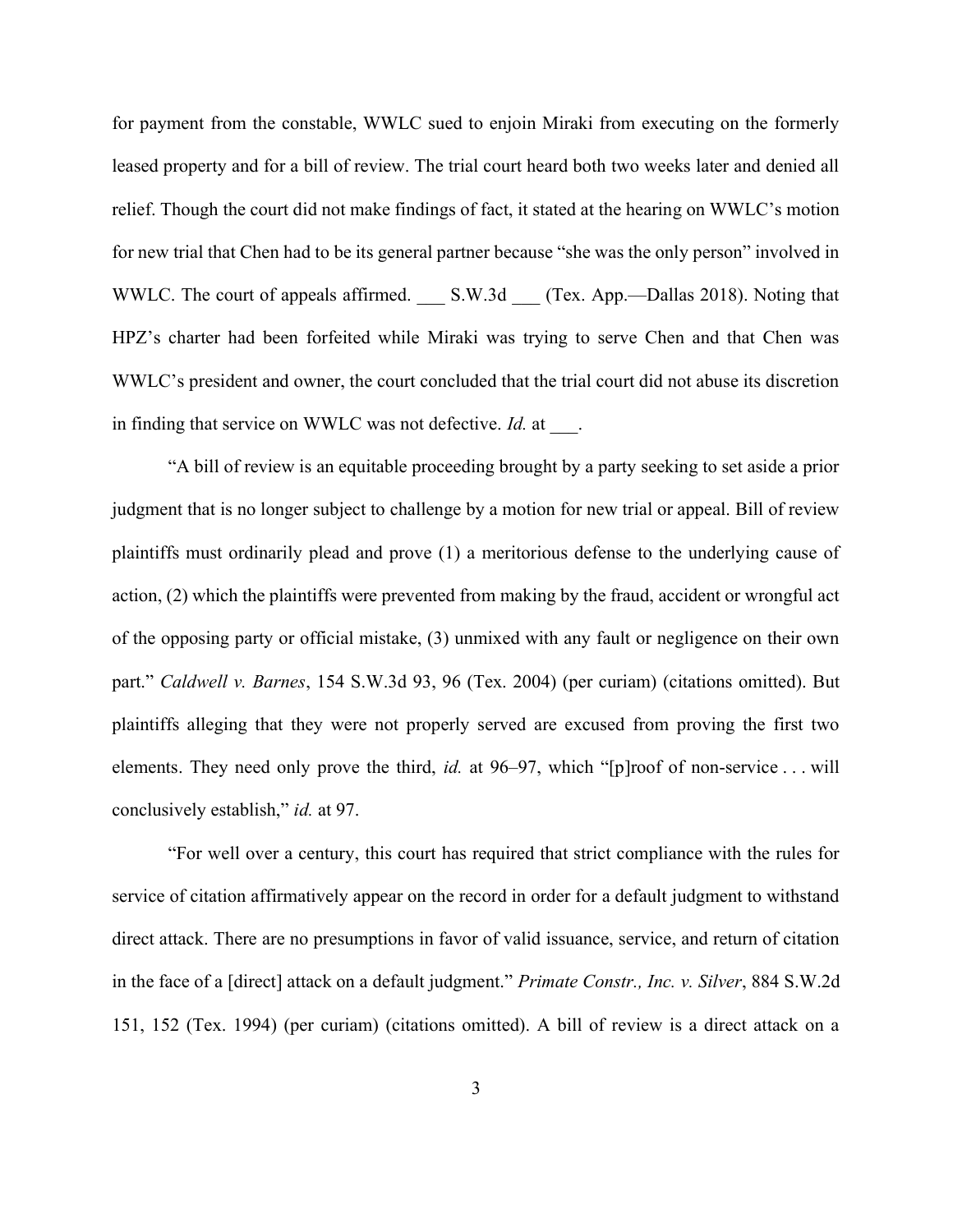for payment from the constable, WWLC sued to enjoin Miraki from executing on the formerly leased property and for a bill of review. The trial court heard both two weeks later and denied all relief. Though the court did not make findings of fact, it stated at the hearing on WWLC's motion for new trial that Chen had to be its general partner because "she was the only person" involved in WWLC. The court of appeals affirmed. ___ S.W.3d ___ (Tex. App.—Dallas 2018). Noting that HPZ's charter had been forfeited while Miraki was trying to serve Chen and that Chen was WWLC's president and owner, the court concluded that the trial court did not abuse its discretion in finding that service on WWLC was not defective. *Id.* at ___.

"A bill of review is an equitable proceeding brought by a party seeking to set aside a prior judgment that is no longer subject to challenge by a motion for new trial or appeal. Bill of review plaintiffs must ordinarily plead and prove (1) a meritorious defense to the underlying cause of action, (2) which the plaintiffs were prevented from making by the fraud, accident or wrongful act of the opposing party or official mistake, (3) unmixed with any fault or negligence on their own part." *Caldwell v. Barnes*, 154 S.W.3d 93, 96 (Tex. 2004) (per curiam) (citations omitted). But plaintiffs alleging that they were not properly served are excused from proving the first two elements. They need only prove the third, *id.* at 96–97, which "[p]roof of non-service . . . will conclusively establish," *id.* at 97.

"For well over a century, this court has required that strict compliance with the rules for service of citation affirmatively appear on the record in order for a default judgment to withstand direct attack. There are no presumptions in favor of valid issuance, service, and return of citation in the face of a [direct] attack on a default judgment." *Primate Constr., Inc. v. Silver*, 884 S.W.2d 151, 152 (Tex. 1994) (per curiam) (citations omitted). A bill of review is a direct attack on a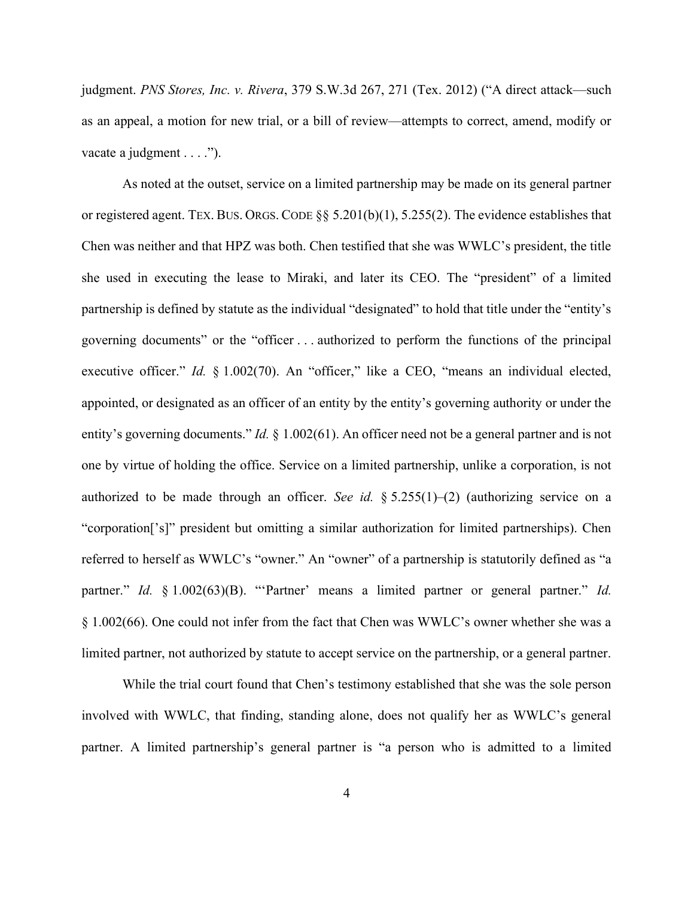judgment. *PNS Stores, Inc. v. Rivera*, 379 S.W.3d 267, 271 (Tex. 2012) ("A direct attack—such as an appeal, a motion for new trial, or a bill of review—attempts to correct, amend, modify or vacate a judgment . . . .").

As noted at the outset, service on a limited partnership may be made on its general partner or registered agent. TEX. BUS. ORGS. CODE §§ 5.201(b)(1), 5.255(2). The evidence establishes that Chen was neither and that HPZ was both. Chen testified that she was WWLC's president, the title she used in executing the lease to Miraki, and later its CEO. The "president" of a limited partnership is defined by statute as the individual "designated" to hold that title under the "entity's governing documents" or the "officer . . . authorized to perform the functions of the principal executive officer." *Id.* § 1.002(70). An "officer," like a CEO, "means an individual elected, appointed, or designated as an officer of an entity by the entity's governing authority or under the entity's governing documents." *Id.* § 1.002(61). An officer need not be a general partner and is not one by virtue of holding the office. Service on a limited partnership, unlike a corporation, is not authorized to be made through an officer. *See id.* § 5.255(1)–(2) (authorizing service on a "corporation['s]" president but omitting a similar authorization for limited partnerships). Chen referred to herself as WWLC's "owner." An "owner" of a partnership is statutorily defined as "a partner." *Id.* § 1.002(63)(B). "'Partner' means a limited partner or general partner." *Id.* § 1.002(66). One could not infer from the fact that Chen was WWLC's owner whether she was a limited partner, not authorized by statute to accept service on the partnership, or a general partner.

While the trial court found that Chen's testimony established that she was the sole person involved with WWLC, that finding, standing alone, does not qualify her as WWLC's general partner. A limited partnership's general partner is "a person who is admitted to a limited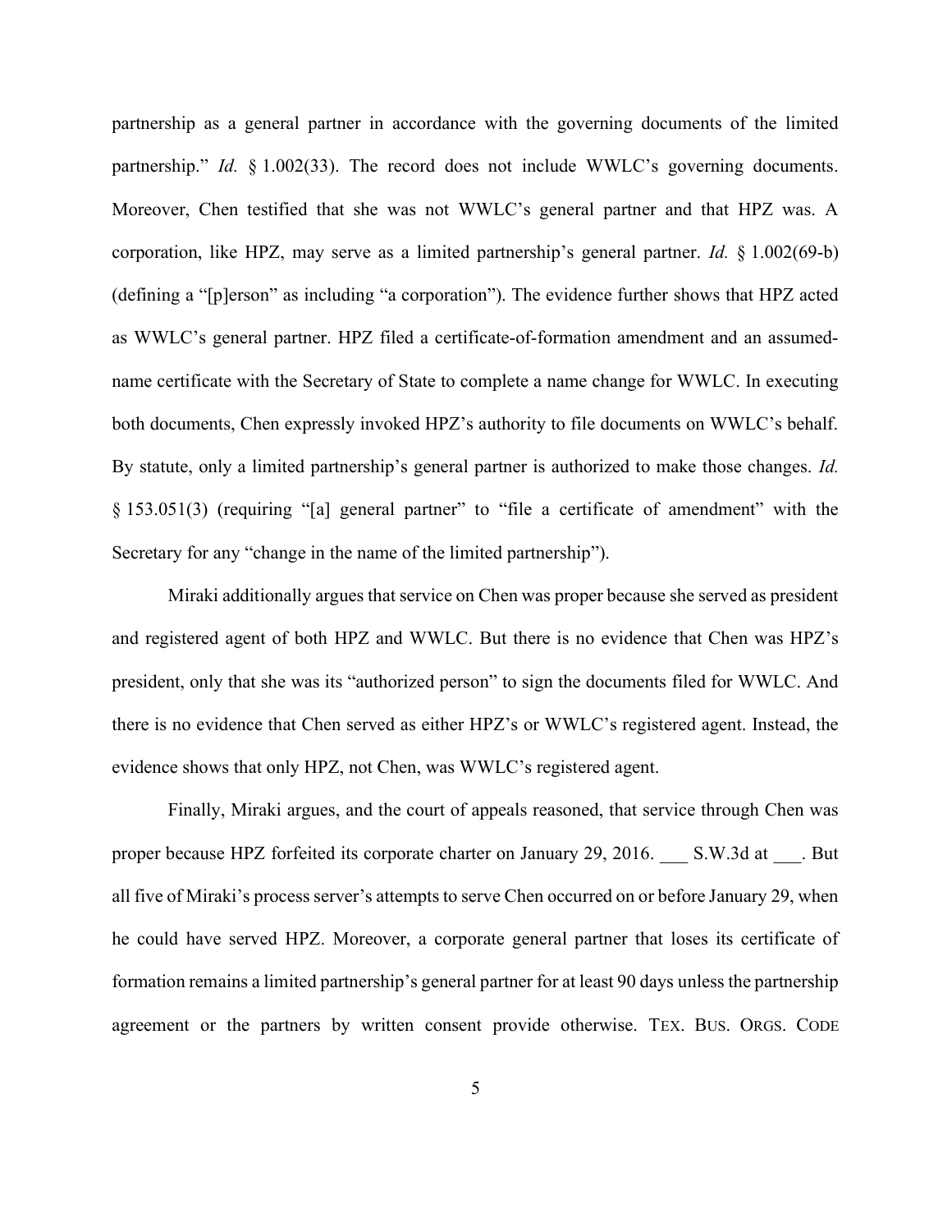partnership as a general partner in accordance with the governing documents of the limited partnership." *Id.* § 1.002(33). The record does not include WWLC's governing documents. Moreover, Chen testified that she was not WWLC's general partner and that HPZ was. A corporation, like HPZ, may serve as a limited partnership's general partner. *Id.* § 1.002(69-b) (defining a "[p]erson" as including "a corporation"). The evidence further shows that HPZ acted as WWLC's general partner. HPZ filed a certificate-of-formation amendment and an assumed-name certificate with the Secretary of State to complete a name change for WWLC. In executing both documents, Chen expressly invoked HPZ's authority to file documents on WWLC's behalf. By statute, only a limited partnership's general partner is authorized to make those changes. *Id.* § 153.051(3) (requiring "[a] general partner" to "file a certificate of amendment" with the Secretary for any "change in the name of the limited partnership").

Miraki additionally argues that service on Chen was proper because she served as president and registered agent of both HPZ and WWLC. But there is no evidence that Chen was HPZ's president, only that she was its "authorized person" to sign the documents filed for WWLC. And there is no evidence that Chen served as either HPZ's or WWLC's registered agent. Instead, the evidence shows that only HPZ, not Chen, was WWLC's registered agent.

Finally, Miraki argues, and the court of appeals reasoned, that service through Chen was proper because HPZ forfeited its corporate charter on January 29, 2016. ___ S.W.3d at ___. But all five of Miraki's process server's attempts to serve Chen occurred on or before January 29, when he could have served HPZ. Moreover, a corporate general partner that loses its certificate of formation remains a limited partnership's general partner for at least 90 days unless the partnership agreement or the partners by written consent provide otherwise. TEX. BUS. ORGS. CODE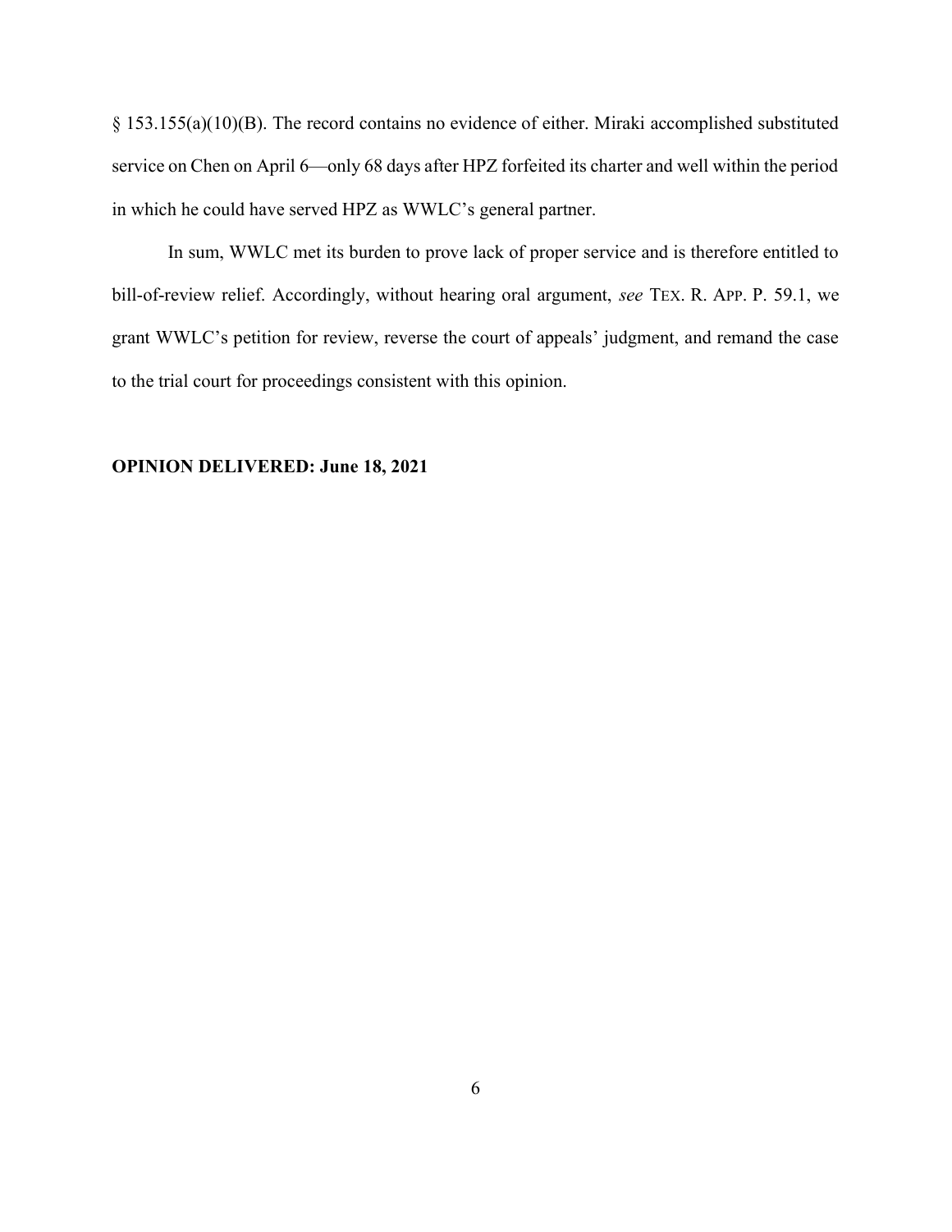§ 153.155(a)(10)(B). The record contains no evidence of either. Miraki accomplished substituted service on Chen on April 6—only 68 days after HPZ forfeited its charter and well within the period in which he could have served HPZ as WWLC's general partner.

In sum, WWLC met its burden to prove lack of proper service and is therefore entitled to bill-of-review relief. Accordingly, without hearing oral argument, *see* TEX. R. APP. P. 59.1, we grant WWLC's petition for review, reverse the court of appeals' judgment, and remand the case to the trial court for proceedings consistent with this opinion.

**OPINION DELIVERED: June 18, 2021**